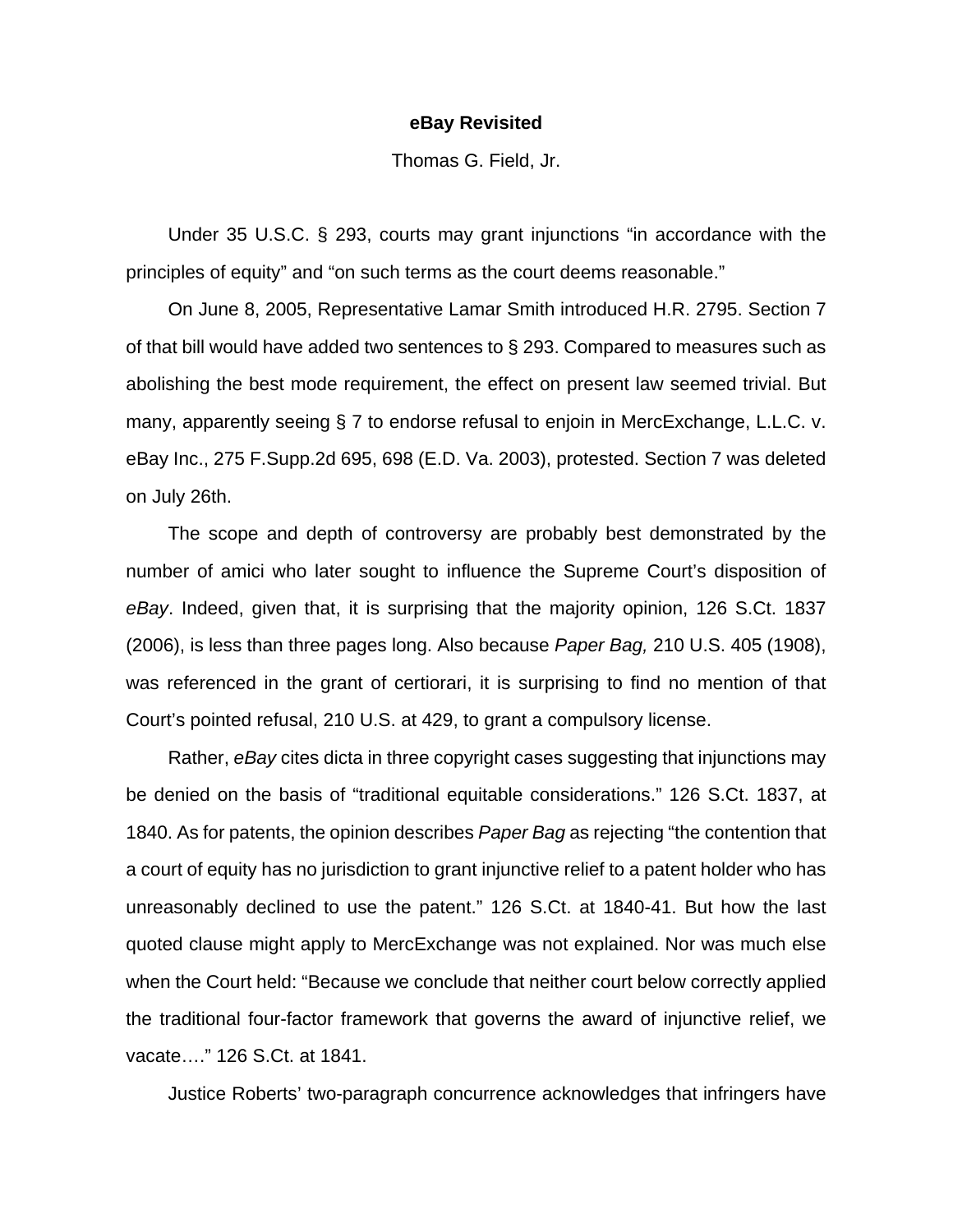**eBay Revisited**

Thomas G. Field, Jr.

Under 35 U.S.C. § 293, courts may grant injunctions "in accordance with the principles of equity" and "on such terms as the court deems reasonable."

On June 8, 2005, Representative Lamar Smith introduced H.R. 2795. Section 7 of that bill would have added two sentences to § 293. Compared to measures such as abolishing the best mode requirement, the effect on present law seemed trivial. But many, apparently seeing § 7 to endorse refusal to enjoin in MercExchange, L.L.C. v. eBay Inc., 275 F.Supp.2d 695, 698 (E.D. Va. 2003), protested. Section 7 was deleted on July 26th.

The scope and depth of controversy are probably best demonstrated by the number of amici who later sought to influence the Supreme Court's disposition of *eBay*. Indeed, given that, it is surprising that the majority opinion, 126 S.Ct. 1837 (2006), is less than three pages long. Also because *Paper Bag,* 210 U.S. 405 (1908), was referenced in the grant of certiorari, it is surprising to find no mention of that Court's pointed refusal, 210 U.S. at 429, to grant a compulsory license.

Rather, *eBay* cites dicta in three copyright cases suggesting that injunctions may be denied on the basis of "traditional equitable considerations." 126 S.Ct. 1837, at 1840. As for patents, the opinion describes *Paper Bag* as rejecting "the contention that a court of equity has no jurisdiction to grant injunctive relief to a patent holder who has unreasonably declined to use the patent." 126 S.Ct. at 1840-41. But how the last quoted clause might apply to MercExchange was not explained. Nor was much else when the Court held: "Because we conclude that neither court below correctly applied the traditional four-factor framework that governs the award of injunctive relief, we vacate…." 126 S.Ct. at 1841.

Justice Roberts' two-paragraph concurrence acknowledges that infringers have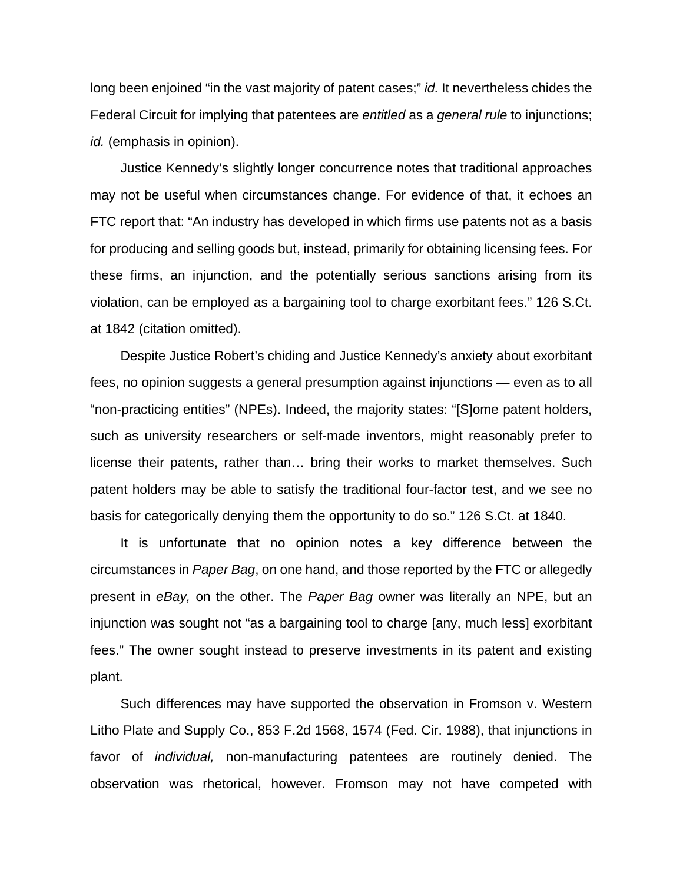long been enjoined "in the vast majority of patent cases;" *id.* It nevertheless chides the Federal Circuit for implying that patentees are *entitled* as a *general rule* to injunctions; *id.* (emphasis in opinion).

Justice Kennedy's slightly longer concurrence notes that traditional approaches may not be useful when circumstances change. For evidence of that, it echoes an FTC report that: "An industry has developed in which firms use patents not as a basis for producing and selling goods but, instead, primarily for obtaining licensing fees. For these firms, an injunction, and the potentially serious sanctions arising from its violation, can be employed as a bargaining tool to charge exorbitant fees." 126 S.Ct. at 1842 (citation omitted).

Despite Justice Robert's chiding and Justice Kennedy's anxiety about exorbitant fees, no opinion suggests a general presumption against injunctions — even as to all "non-practicing entities" (NPEs). Indeed, the majority states: "[S]ome patent holders, such as university researchers or self-made inventors, might reasonably prefer to license their patents, rather than… bring their works to market themselves. Such patent holders may be able to satisfy the traditional four-factor test, and we see no basis for categorically denying them the opportunity to do so." 126 S.Ct. at 1840.

It is unfortunate that no opinion notes a key difference between the circumstances in *Paper Bag*, on one hand, and those reported by the FTC or allegedly present in *eBay,* on the other. The *Paper Bag* owner was literally an NPE, but an injunction was sought not "as a bargaining tool to charge [any, much less] exorbitant fees." The owner sought instead to preserve investments in its patent and existing plant.

Such differences may have supported the observation in Fromson v. Western Litho Plate and Supply Co., 853 F.2d 1568, 1574 (Fed. Cir. 1988), that injunctions in favor of *individual,* non-manufacturing patentees are routinely denied. The observation was rhetorical, however. Fromson may not have competed with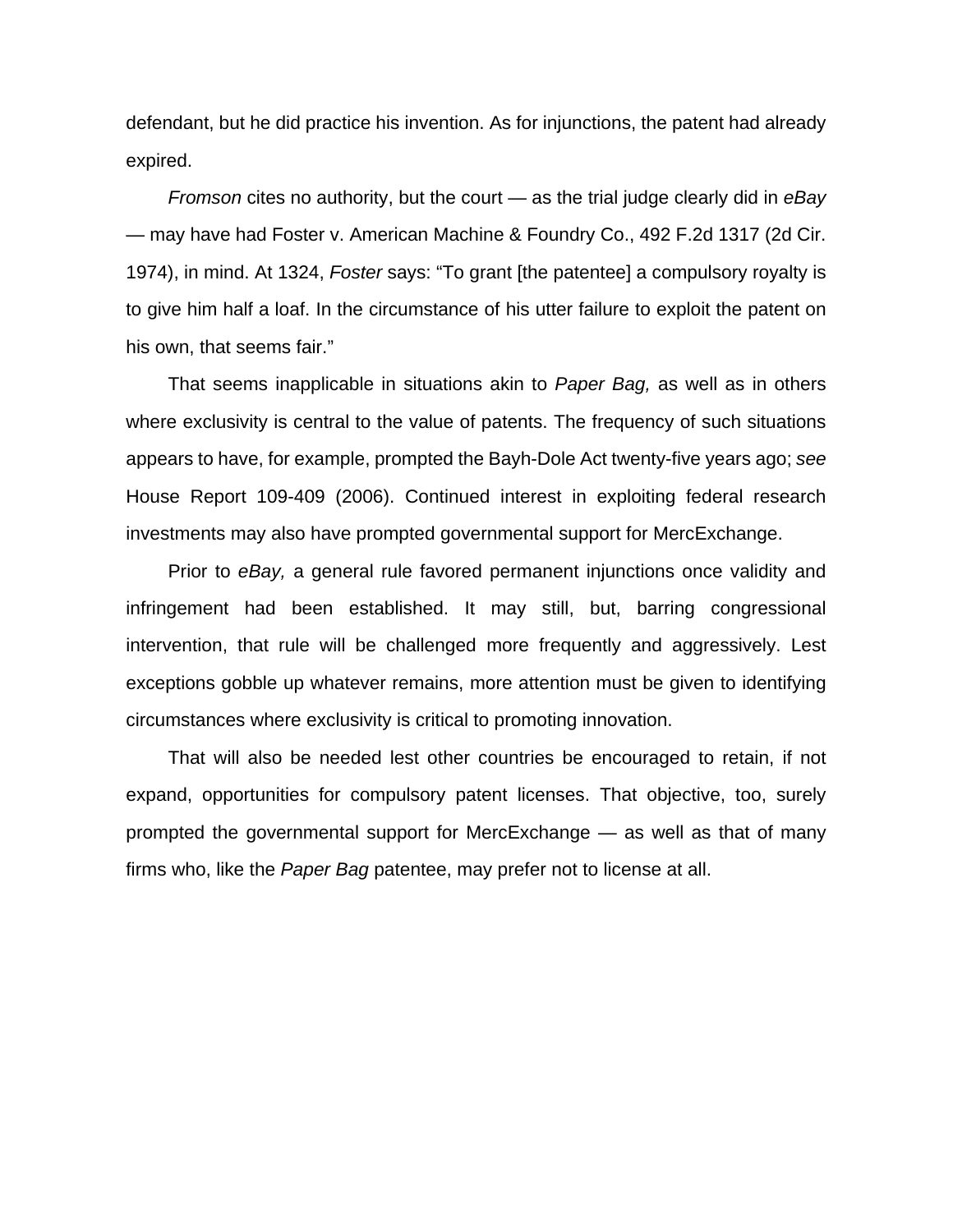defendant, but he did practice his invention. As for injunctions, the patent had already expired.

*Fromson* cites no authority, but the court — as the trial judge clearly did in *eBay* — may have had Foster v. American Machine & Foundry Co., 492 F.2d 1317 (2d Cir. 1974), in mind. At 1324, *Foster* says: "To grant [the patentee] a compulsory royalty is to give him half a loaf. In the circumstance of his utter failure to exploit the patent on his own, that seems fair."

That seems inapplicable in situations akin to *Paper Bag,* as well as in others where exclusivity is central to the value of patents. The frequency of such situations appears to have, for example, prompted the Bayh-Dole Act twenty-five years ago; *see* House Report 109-409 (2006). Continued interest in exploiting federal research investments may also have prompted governmental support for MercExchange.

Prior to *eBay,* a general rule favored permanent injunctions once validity and infringement had been established. It may still, but, barring congressional intervention, that rule will be challenged more frequently and aggressively. Lest exceptions gobble up whatever remains, more attention must be given to identifying circumstances where exclusivity is critical to promoting innovation.

That will also be needed lest other countries be encouraged to retain, if not expand, opportunities for compulsory patent licenses. That objective, too, surely prompted the governmental support for MercExchange — as well as that of many firms who, like the *Paper Bag* patentee, may prefer not to license at all.